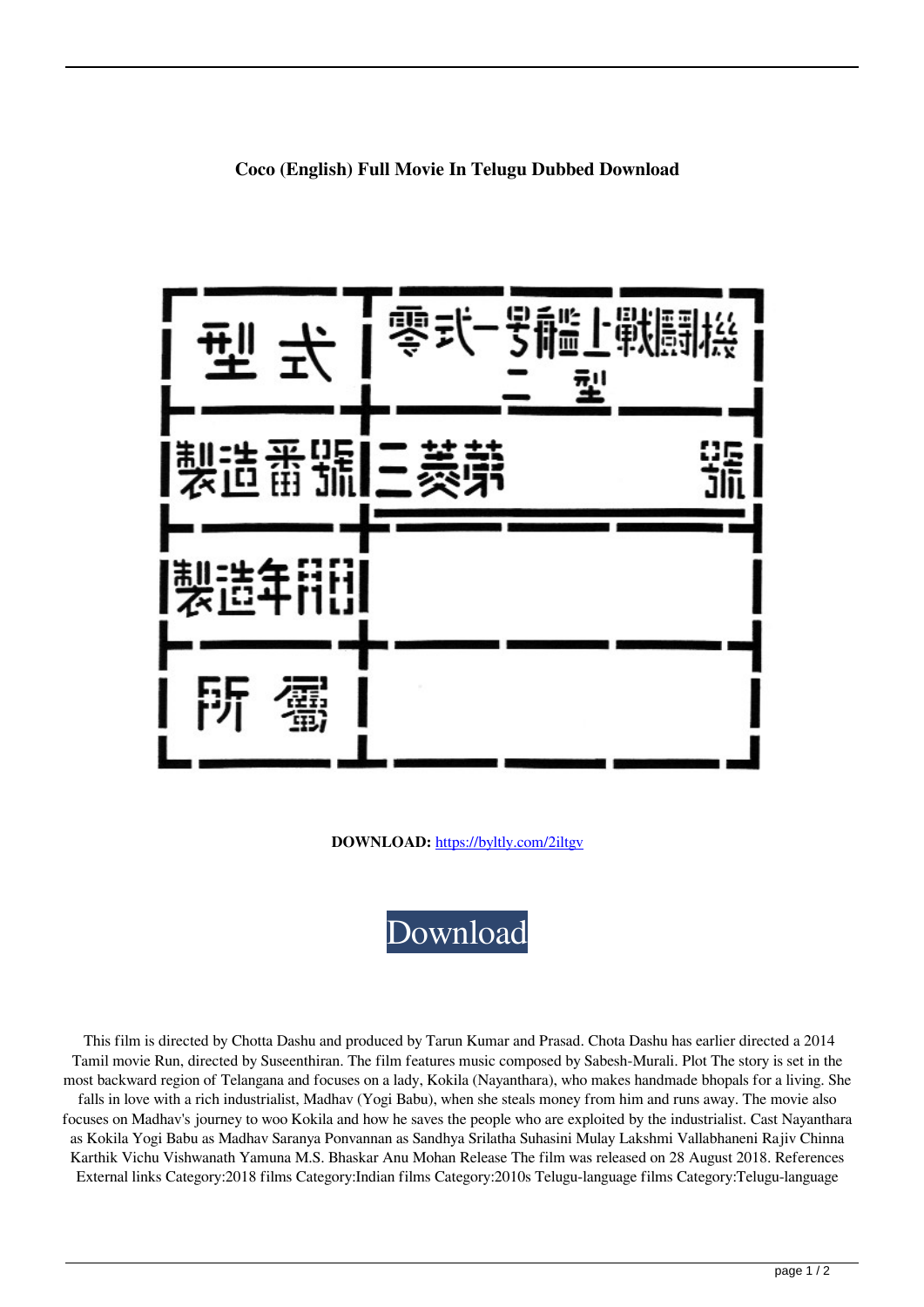**Coco (English) Full Movie In Telugu Dubbed Download**

| 型式 | 零式一号艦上戦闘機 二型 |
| --- | --- |
| 製造番號 | 三菱第 號 |
| 製造年月日 | |
| 所屬 | |

**DOWNLOAD:** https://byltly.com/2iltgv

Download

This film is directed by Chotta Dashu and produced by Tarun Kumar and Prasad. Chota Dashu has earlier directed a 2014 Tamil movie Run, directed by Suseenthiran. The film features music composed by Sabesh-Murali. Plot The story is set in the most backward region of Telangana and focuses on a lady, Kokila (Nayanthara), who makes handmade bhopals for a living. She falls in love with a rich industrialist, Madhav (Yogi Babu), when she steals money from him and runs away. The movie also focuses on Madhav's journey to woo Kokila and how he saves the people who are exploited by the industrialist. Cast Nayanthara as Kokila Yogi Babu as Madhav Saranya Ponvannan as Sandhya Srilatha Suhasini Mulay Lakshmi Vallabhaneni Rajiv Chinna Karthik Vichu Vishwanath Yamuna M.S. Bhaskar Anu Mohan Release The film was released on 28 August 2018. References External links Category:2018 films Category:Indian films Category:2010s Telugu-language films Category:Telugu-language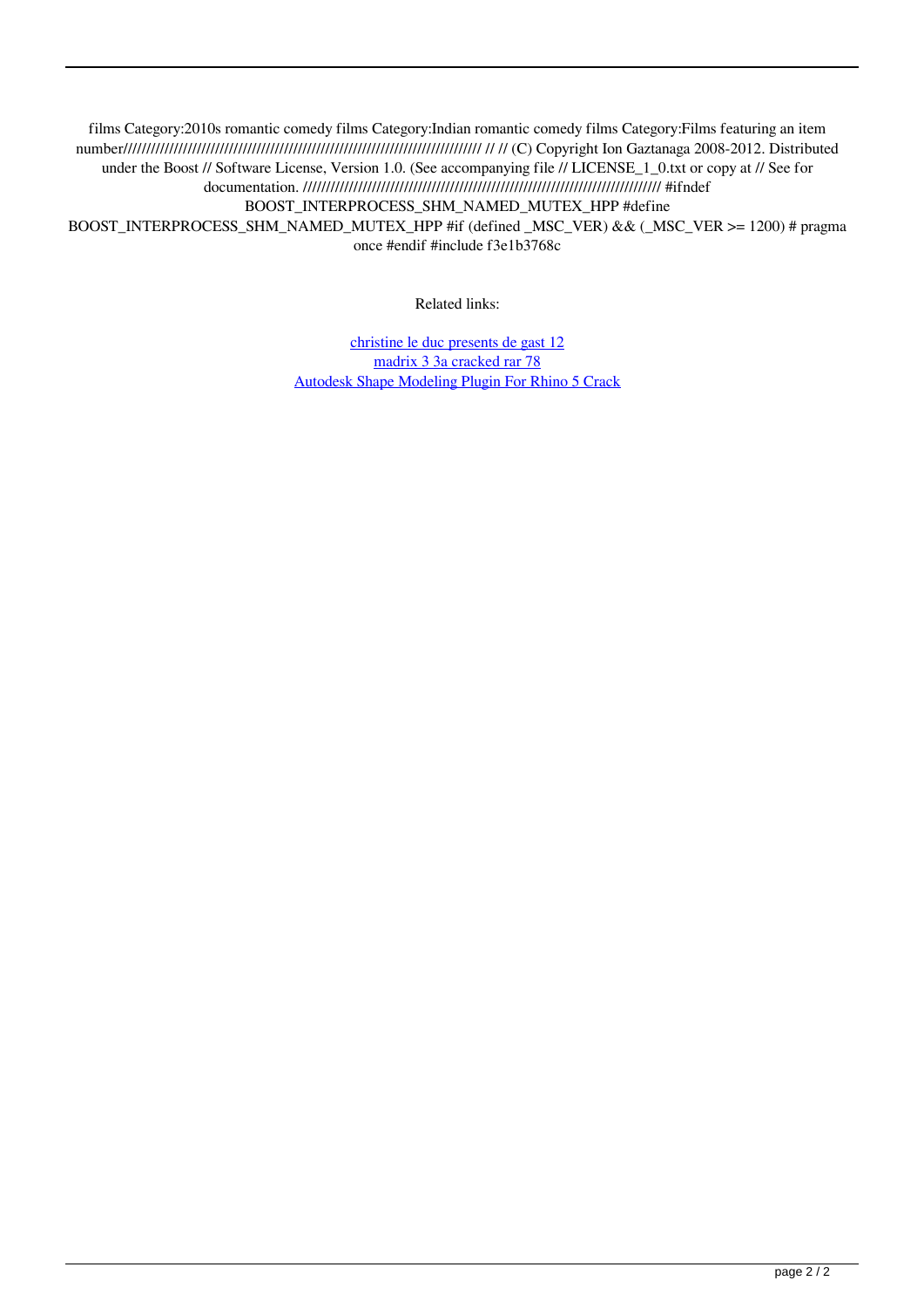films Category:2010s romantic comedy films Category:Indian romantic comedy films Category:Films featuring an item number////////////////////////////////////////////////////////////////////////////// // // (C) Copyright Ion Gaztanaga 2008-2012. Distributed under the Boost // Software License, Version 1.0. (See accompanying file // LICENSE_1_0.txt or copy at // See for documentation. ////////////////////////////////////////////////////////////////////////////// #ifndef BOOST_INTERPROCESS_SHM_NAMED_MUTEX_HPP #define BOOST_INTERPROCESS_SHM_NAMED_MUTEX_HPP #if (defined _MSC_VER) && (_MSC_VER >= 1200) # pragma once #endif #include f3e1b3768c

Related links:

christine le duc presents de gast 12
madrix 3 3a cracked rar 78
Autodesk Shape Modeling Plugin For Rhino 5 Crack